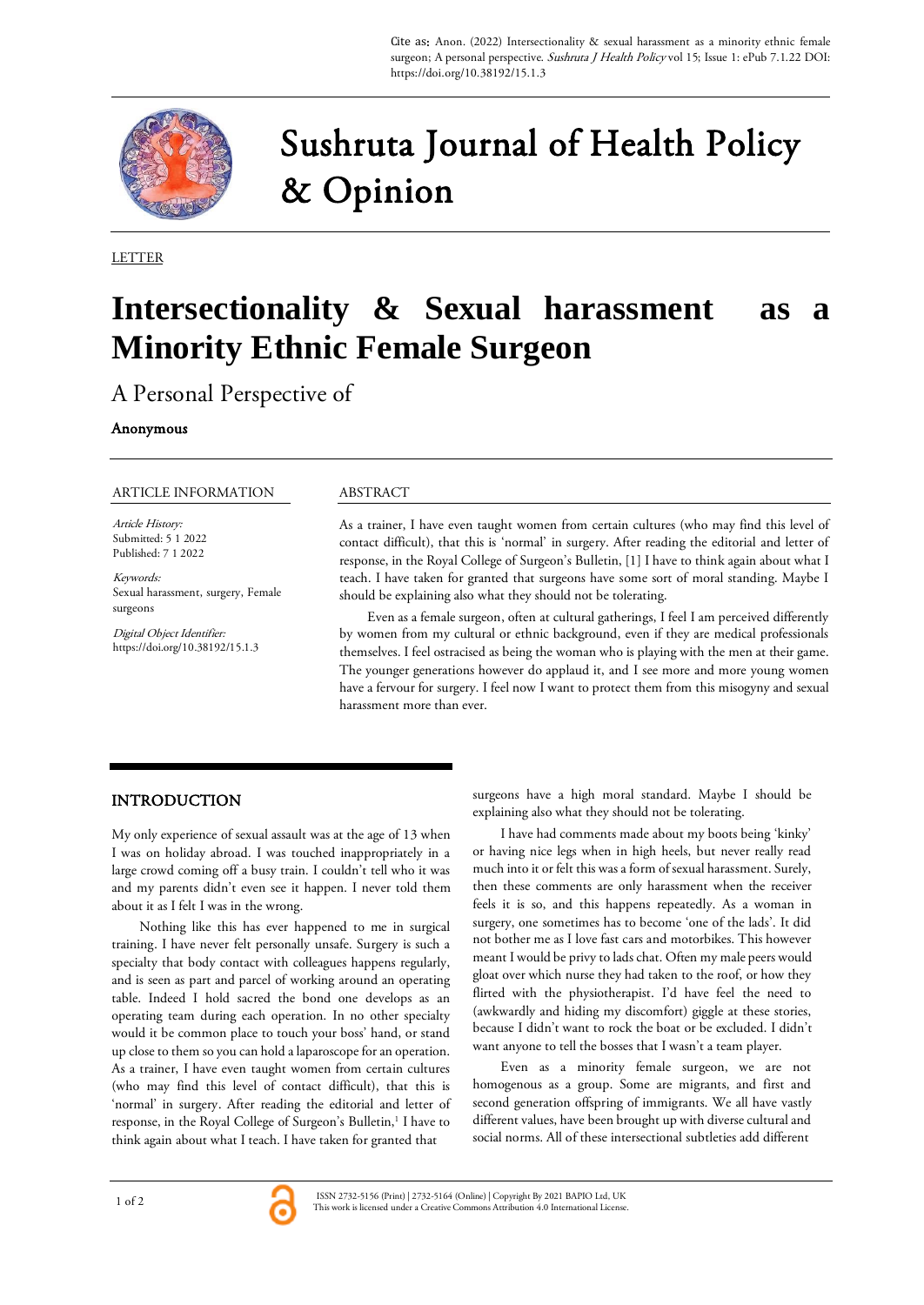Cite as: Anon. (2022) Intersectionality & sexual harassment as a minority ethnic female surgeon; A personal perspective. *Sushruta J Health Policy* vol 15; Issue 1: ePub 7.1.22 DOI: https://doi.org/10.38192/15.1.3

# Sushruta Journal of Health Policy & Opinion

LETTER

# Intersectionality & Sexual harassment as a Minority Ethnic Female Surgeon

## A Personal Perspective of

**Anonymous**

### ARTICLE INFORMATION

*Article History:*
Submitted: 5 1 2022
Published: 7 1 2022

*Keywords:*
Sexual harassment, surgery, Female surgeons

*Digital Object Identifier:*
https://doi.org/10.38192/15.1.3

### ABSTRACT

As a trainer, I have even taught women from certain cultures (who may find this level of contact difficult), that this is 'normal' in surgery. After reading the editorial and letter of response, in the Royal College of Surgeon's Bulletin, [1] I have to think again about what I teach. I have taken for granted that surgeons have some sort of moral standing. Maybe I should be explaining also what they should not be tolerating.

Even as a female surgeon, often at cultural gatherings, I feel I am perceived differently by women from my cultural or ethnic background, even if they are medical professionals themselves. I feel ostracised as being the woman who is playing with the men at their game. The younger generations however do applaud it, and I see more and more young women have a fervour for surgery. I feel now I want to protect them from this misogyny and sexual harassment more than ever.

## INTRODUCTION

My only experience of sexual assault was at the age of 13 when I was on holiday abroad. I was touched inappropriately in a large crowd coming off a busy train. I couldn't tell who it was and my parents didn't even see it happen. I never told them about it as I felt I was in the wrong.

Nothing like this has ever happened to me in surgical training. I have never felt personally unsafe. Surgery is such a specialty that body contact with colleagues happens regularly, and is seen as part and parcel of working around an operating table. Indeed I hold sacred the bond one develops as an operating team during each operation. In no other specialty would it be common place to touch your boss' hand, or stand up close to them so you can hold a laparoscope for an operation. As a trainer, I have even taught women from certain cultures (who may find this level of contact difficult), that this is 'normal' in surgery. After reading the editorial and letter of response, in the Royal College of Surgeon's Bulletin,[1] I have to think again about what I teach. I have taken for granted that surgeons have a high moral standard. Maybe I should be explaining also what they should not be tolerating.

I have had comments made about my boots being 'kinky' or having nice legs when in high heels, but never really read much into it or felt this was a form of sexual harassment. Surely, then these comments are only harassment when the receiver feels it is so, and this happens repeatedly. As a woman in surgery, one sometimes has to become 'one of the lads'. It did not bother me as I love fast cars and motorbikes. This however meant I would be privy to lads chat. Often my male peers would gloat over which nurse they had taken to the roof, or how they flirted with the physiotherapist. I'd have feel the need to (awkwardly and hiding my discomfort) giggle at these stories, because I didn't want to rock the boat or be excluded. I didn't want anyone to tell the bosses that I wasn't a team player.

Even as a minority female surgeon, we are not homogenous as a group. Some are migrants, and first and second generation offspring of immigrants. We all have vastly different values, have been brought up with diverse cultural and social norms. All of these intersectional subtleties add different

ISSN 2732-5156 (Print) | 2732-5164 (Online) | Copyright By 2021 BAPIO Ltd, UK
This work is licensed under a Creative Commons Attribution 4.0 International License.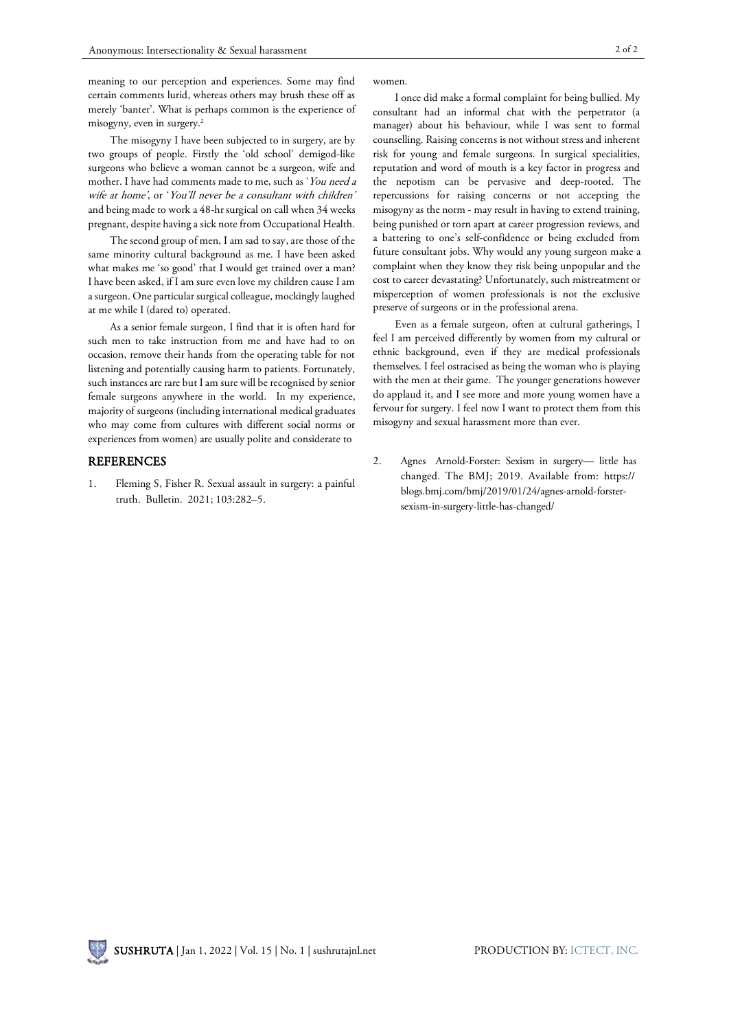meaning to our perception and experiences. Some may find certain comments lurid, whereas others may brush these off as merely 'banter'. What is perhaps common is the experience of misogyny, even in surgery.[2]

The misogyny I have been subjected to in surgery, are by two groups of people. Firstly the 'old school' demigod-like surgeons who believe a woman cannot be a surgeon, wife and mother. I have had comments made to me, such as '*You need a wife at home*', or '*You'll never be a consultant with children*' and being made to work a 48-hr surgical on call when 34 weeks pregnant, despite having a sick note from Occupational Health.

The second group of men, I am sad to say, are those of the same minority cultural background as me. I have been asked what makes me 'so good' that I would get trained over a man? I have been asked, if I am sure even love my children cause I am a surgeon. One particular surgical colleague, mockingly laughed at me while I (dared to) operated.

As a senior female surgeon, I find that it is often hard for such men to take instruction from me and have had to on occasion, remove their hands from the operating table for not listening and potentially causing harm to patients. Fortunately, such instances are rare but I am sure will be recognised by senior female surgeons anywhere in the world. In my experience, majority of surgeons (including international medical graduates who may come from cultures with different social norms or experiences from women) are usually polite and considerate to women.

I once did make a formal complaint for being bullied. My consultant had an informal chat with the perpetrator (a manager) about his behaviour, while I was sent to formal counselling. Raising concerns is not without stress and inherent risk for young and female surgeons. In surgical specialities, reputation and word of mouth is a key factor in progress and the nepotism can be pervasive and deep-rooted. The repercussions for raising concerns or not accepting the misogyny as the norm - may result in having to extend training, being punished or torn apart at career progression reviews, and a battering to one's self-confidence or being excluded from future consultant jobs. Why would any young surgeon make a complaint when they know they risk being unpopular and the cost to career devastating? Unfortunately, such mistreatment or misperception of women professionals is not the exclusive preserve of surgeons or in the professional arena.

Even as a female surgeon, often at cultural gatherings, I feel I am perceived differently by women from my cultural or ethnic background, even if they are medical professionals themselves. I feel ostracised as being the woman who is playing with the men at their game. The younger generations however do applaud it, and I see more and more young women have a fervour for surgery. I feel now I want to protect them from this misogyny and sexual harassment more than ever.

## REFERENCES

1. Fleming S, Fisher R. Sexual assault in surgery: a painful truth. Bulletin. 2021; 103:282–5.
2. Agnes Arnold-Forster: Sexism in surgery— little has changed. The BMJ; 2019. Available from: https://blogs.bmj.com/bmj/2019/01/24/agnes-arnold-forster-sexism-in-surgery-little-has-changed/